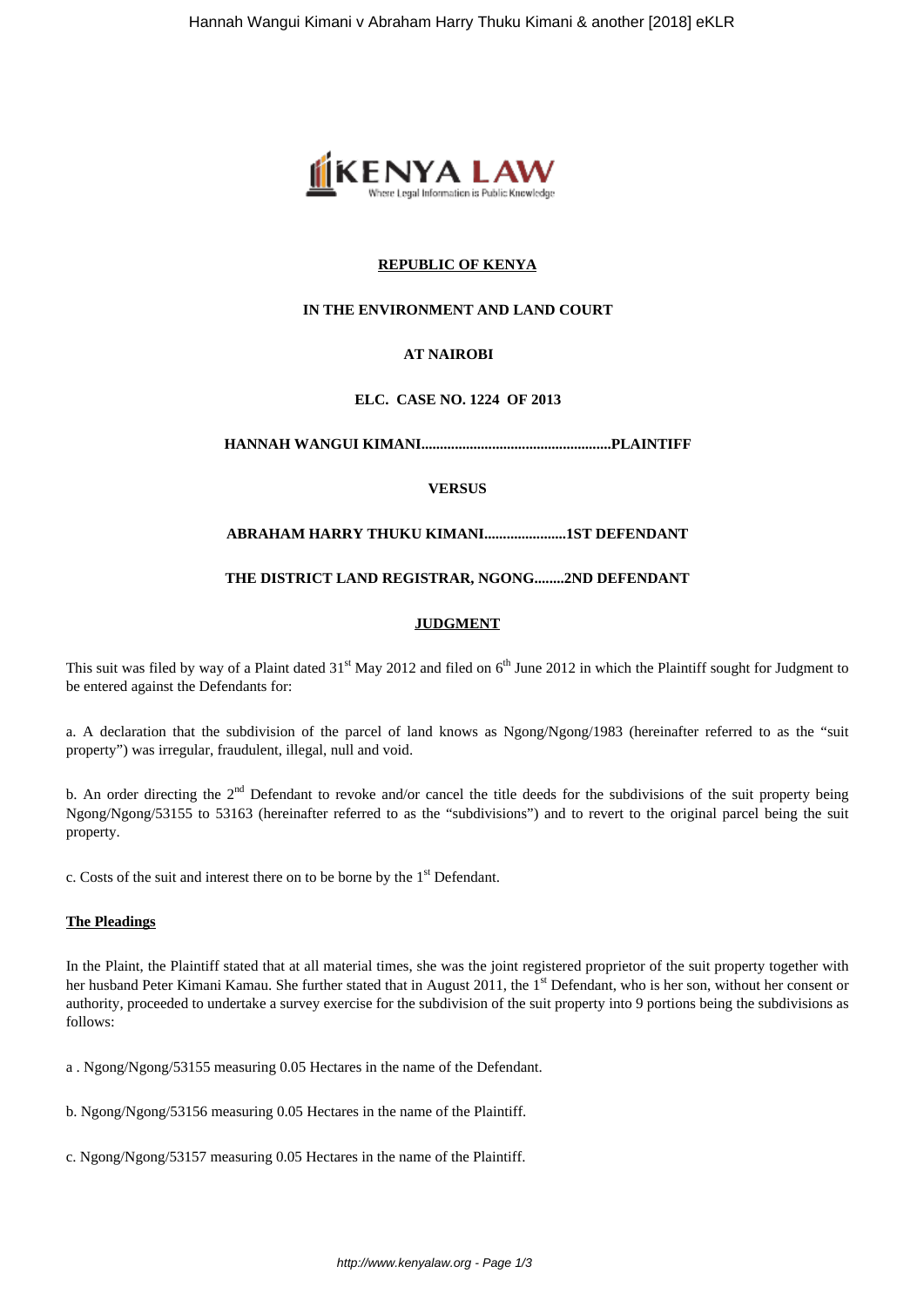**REPUBLIC OF KENYA**

**IN THE ENVIRONMENT AND LAND COURT**

**AT NAIROBI**

**ELC. CASE NO. 1224 OF 2013**

**HANNAH WANGUI KIMANI..................................................PLAINTIFF**

**VERSUS**

**ABRAHAM HARRY THUKU KIMANI......................1ST DEFENDANT**

**THE DISTRICT LAND REGISTRAR, NGONG........2ND DEFENDANT**

**JUDGMENT**

This suit was filed by way of a Plaint dated 31st May 2012 and filed on 6th June 2012 in which the Plaintiff sought for Judgment to be entered against the Defendants for:

a. A declaration that the subdivision of the parcel of land knows as Ngong/Ngong/1983 (hereinafter referred to as the "suit property") was irregular, fraudulent, illegal, null and void.

b. An order directing the 2nd Defendant to revoke and/or cancel the title deeds for the subdivisions of the suit property being Ngong/Ngong/53155 to 53163 (hereinafter referred to as the "subdivisions") and to revert to the original parcel being the suit property.

c. Costs of the suit and interest there on to be borne by the 1st Defendant.

**The Pleadings**

In the Plaint, the Plaintiff stated that at all material times, she was the joint registered proprietor of the suit property together with her husband Peter Kimani Kamau. She further stated that in August 2011, the 1st Defendant, who is her son, without her consent or authority, proceeded to undertake a survey exercise for the subdivision of the suit property into 9 portions being the subdivisions as follows:

a . Ngong/Ngong/53155 measuring 0.05 Hectares in the name of the Defendant.

b. Ngong/Ngong/53156 measuring 0.05 Hectares in the name of the Plaintiff.

c. Ngong/Ngong/53157 measuring 0.05 Hectares in the name of the Plaintiff.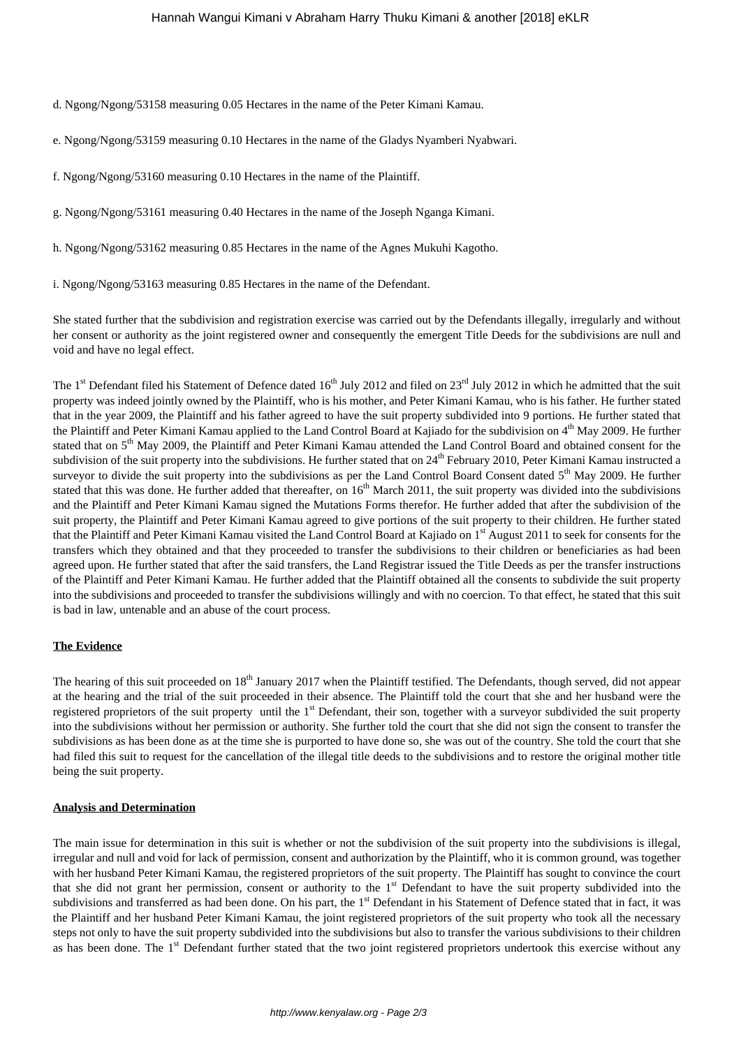d. Ngong/Ngong/53158 measuring 0.05 Hectares in the name of the Peter Kimani Kamau.

e. Ngong/Ngong/53159 measuring 0.10 Hectares in the name of the Gladys Nyamberi Nyabwari.

f. Ngong/Ngong/53160 measuring 0.10 Hectares in the name of the Plaintiff.

g. Ngong/Ngong/53161 measuring 0.40 Hectares in the name of the Joseph Nganga Kimani.

h. Ngong/Ngong/53162 measuring 0.85 Hectares in the name of the Agnes Mukuhi Kagotho.

i. Ngong/Ngong/53163 measuring 0.85 Hectares in the name of the Defendant.

She stated further that the subdivision and registration exercise was carried out by the Defendants illegally, irregularly and without her consent or authority as the joint registered owner and consequently the emergent Title Deeds for the subdivisions are null and void and have no legal effect.

The 1st Defendant filed his Statement of Defence dated 16th July 2012 and filed on 23rd July 2012 in which he admitted that the suit property was indeed jointly owned by the Plaintiff, who is his mother, and Peter Kimani Kamau, who is his father. He further stated that in the year 2009, the Plaintiff and his father agreed to have the suit property subdivided into 9 portions. He further stated that the Plaintiff and Peter Kimani Kamau applied to the Land Control Board at Kajiado for the subdivision on 4th May 2009. He further stated that on 5th May 2009, the Plaintiff and Peter Kimani Kamau attended the Land Control Board and obtained consent for the subdivision of the suit property into the subdivisions. He further stated that on 24th February 2010, Peter Kimani Kamau instructed a surveyor to divide the suit property into the subdivisions as per the Land Control Board Consent dated 5th May 2009. He further stated that this was done. He further added that thereafter, on 16th March 2011, the suit property was divided into the subdivisions and the Plaintiff and Peter Kimani Kamau signed the Mutations Forms therefor. He further added that after the subdivision of the suit property, the Plaintiff and Peter Kimani Kamau agreed to give portions of the suit property to their children. He further stated that the Plaintiff and Peter Kimani Kamau visited the Land Control Board at Kajiado on 1st August 2011 to seek for consents for the transfers which they obtained and that they proceeded to transfer the subdivisions to their children or beneficiaries as had been agreed upon. He further stated that after the said transfers, the Land Registrar issued the Title Deeds as per the transfer instructions of the Plaintiff and Peter Kimani Kamau. He further added that the Plaintiff obtained all the consents to subdivide the suit property into the subdivisions and proceeded to transfer the subdivisions willingly and with no coercion. To that effect, he stated that this suit is bad in law, untenable and an abuse of the court process.

**The Evidence**

The hearing of this suit proceeded on 18th January 2017 when the Plaintiff testified. The Defendants, though served, did not appear at the hearing and the trial of the suit proceeded in their absence. The Plaintiff told the court that she and her husband were the registered proprietors of the suit property until the 1st Defendant, their son, together with a surveyor subdivided the suit property into the subdivisions without her permission or authority. She further told the court that she did not sign the consent to transfer the subdivisions as has been done as at the time she is purported to have done so, she was out of the country. She told the court that she had filed this suit to request for the cancellation of the illegal title deeds to the subdivisions and to restore the original mother title being the suit property.

**Analysis and Determination**

The main issue for determination in this suit is whether or not the subdivision of the suit property into the subdivisions is illegal, irregular and null and void for lack of permission, consent and authorization by the Plaintiff, who it is common ground, was together with her husband Peter Kimani Kamau, the registered proprietors of the suit property. The Plaintiff has sought to convince the court that she did not grant her permission, consent or authority to the 1st Defendant to have the suit property subdivided into the subdivisions and transferred as had been done. On his part, the 1st Defendant in his Statement of Defence stated that in fact, it was the Plaintiff and her husband Peter Kimani Kamau, the joint registered proprietors of the suit property who took all the necessary steps not only to have the suit property subdivided into the subdivisions but also to transfer the various subdivisions to their children as has been done. The 1st Defendant further stated that the two joint registered proprietors undertook this exercise without any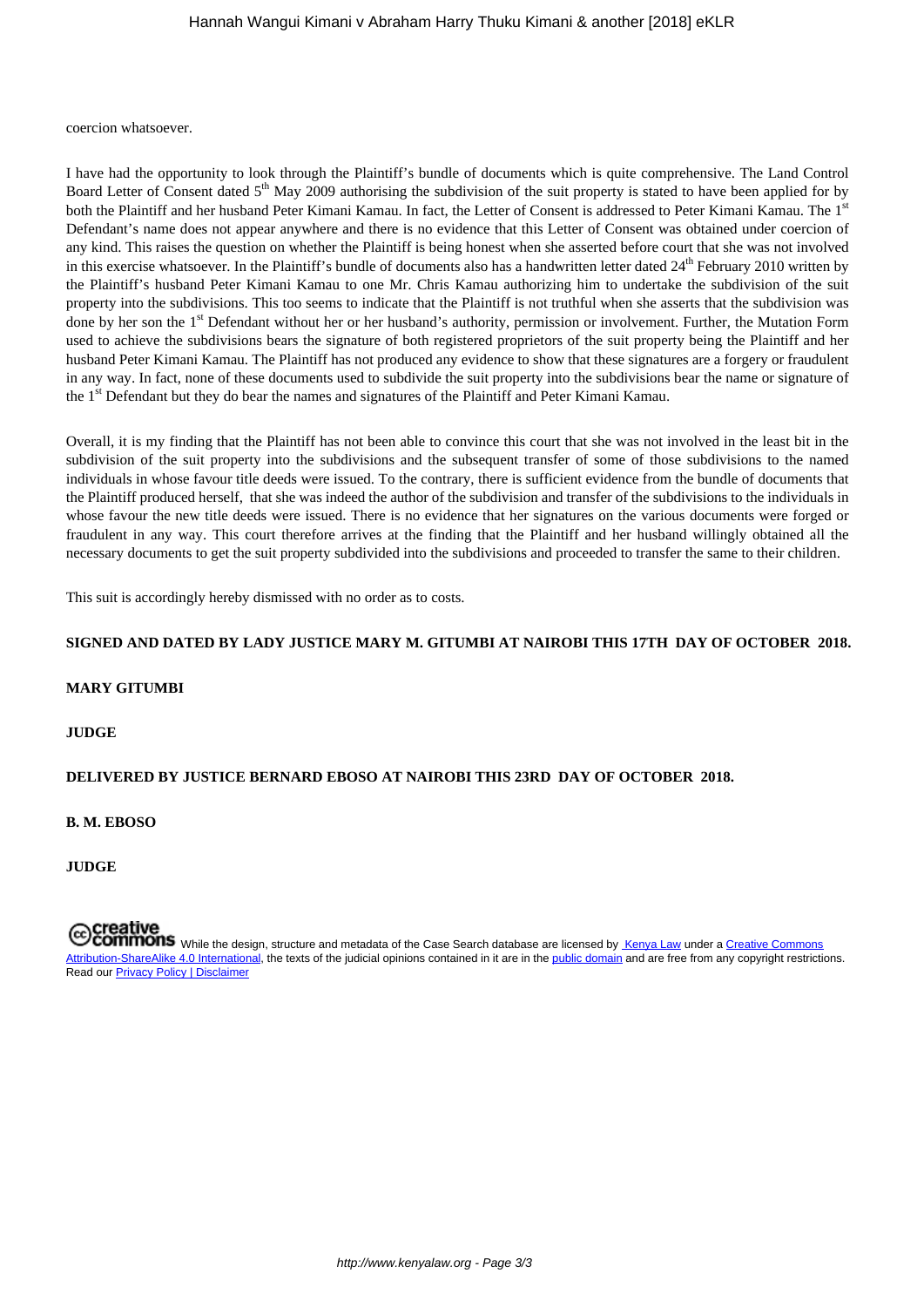coercion whatsoever.

I have had the opportunity to look through the Plaintiff's bundle of documents which is quite comprehensive. The Land Control Board Letter of Consent dated 5th May 2009 authorising the subdivision of the suit property is stated to have been applied for by both the Plaintiff and her husband Peter Kimani Kamau. In fact, the Letter of Consent is addressed to Peter Kimani Kamau. The 1st Defendant's name does not appear anywhere and there is no evidence that this Letter of Consent was obtained under coercion of any kind. This raises the question on whether the Plaintiff is being honest when she asserted before court that she was not involved in this exercise whatsoever. In the Plaintiff's bundle of documents also has a handwritten letter dated 24th February 2010 written by the Plaintiff's husband Peter Kimani Kamau to one Mr. Chris Kamau authorizing him to undertake the subdivision of the suit property into the subdivisions. This too seems to indicate that the Plaintiff is not truthful when she asserts that the subdivision was done by her son the 1st Defendant without her or her husband's authority, permission or involvement. Further, the Mutation Form used to achieve the subdivisions bears the signature of both registered proprietors of the suit property being the Plaintiff and her husband Peter Kimani Kamau. The Plaintiff has not produced any evidence to show that these signatures are a forgery or fraudulent in any way. In fact, none of these documents used to subdivide the suit property into the subdivisions bear the name or signature of the 1st Defendant but they do bear the names and signatures of the Plaintiff and Peter Kimani Kamau.

Overall, it is my finding that the Plaintiff has not been able to convince this court that she was not involved in the least bit in the subdivision of the suit property into the subdivisions and the subsequent transfer of some of those subdivisions to the named individuals in whose favour title deeds were issued. To the contrary, there is sufficient evidence from the bundle of documents that the Plaintiff produced herself, that she was indeed the author of the subdivision and transfer of the subdivisions to the individuals in whose favour the new title deeds were issued. There is no evidence that her signatures on the various documents were forged or fraudulent in any way. This court therefore arrives at the finding that the Plaintiff and her husband willingly obtained all the necessary documents to get the suit property subdivided into the subdivisions and proceeded to transfer the same to their children.

This suit is accordingly hereby dismissed with no order as to costs.

**SIGNED AND DATED BY LADY JUSTICE MARY M. GITUMBI AT NAIROBI THIS 17TH DAY OF OCTOBER 2018.**

**MARY GITUMBI**

**JUDGE**

**DELIVERED BY JUSTICE BERNARD EBOSO AT NAIROBI THIS 23RD DAY OF OCTOBER 2018.**

**B. M. EBOSO**

**JUDGE**

While the design, structure and metadata of the Case Search database are licensed by Kenya Law under a Creative Commons Attribution-ShareAlike 4.0 International, the texts of the judicial opinions contained in it are in the public domain and are free from any copyright restrictions. Read our Privacy Policy | Disclaimer